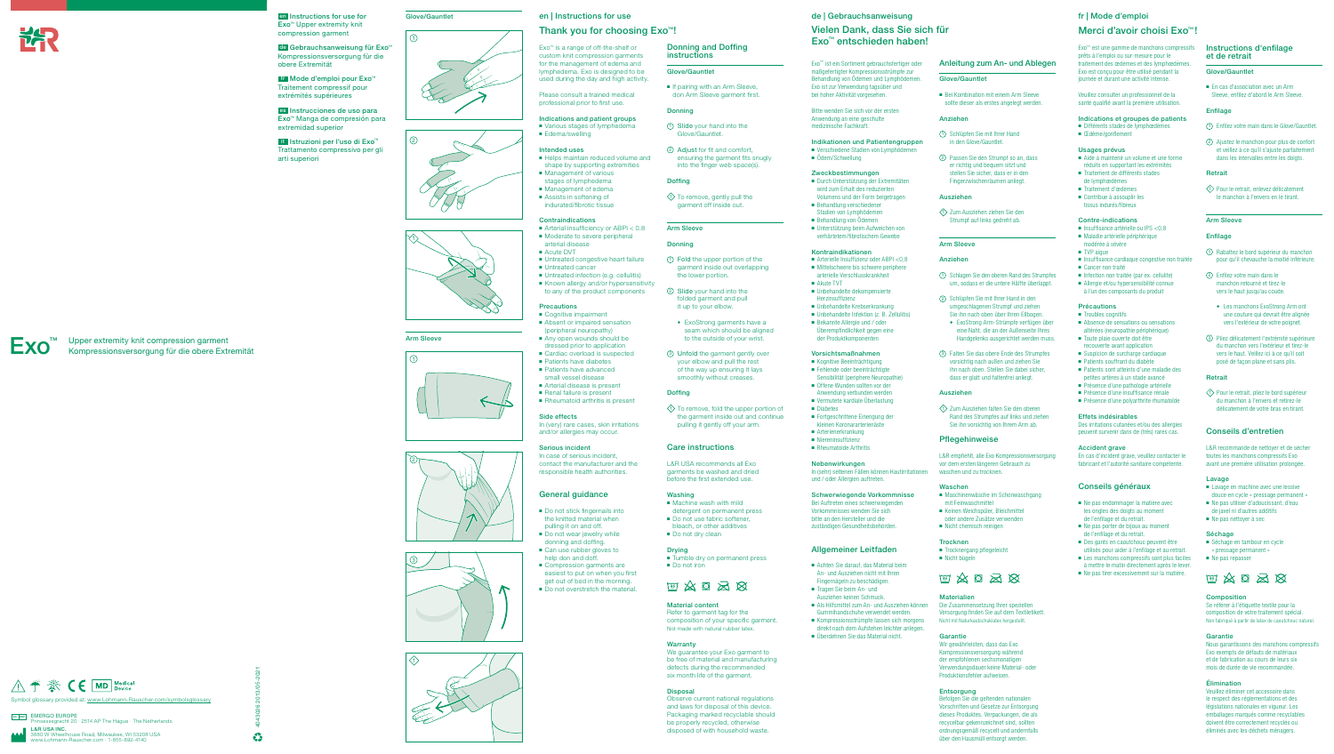**en** Instructions for use for Exo™ Upper extremity knit compression garment

**de** Gebrauchsanweisung für Exo™ Kompressionsversorgung für die obere Extremität

**fr** Mode d'emploi pour Exo™ Traitement compressif pour extrémités supérieures

**es** Instrucciones de uso para Exo™ Manga de compresión para extremidad superior

**it** Istruzioni per l'uso di Exo™ Trattamento compressivo per gli arti superiori

# Exo™

Upper extremity knit compression garment
Kompressionsversorgung für die obere Extremität

Symbol glossary provided at: www.Lohmann-Rauscher.com/symbolglossary

EMERGO EUROPE
Prinsessegracht 20 · 2514 AP The Hague · The Netherlands

L&R USA INC.
3880 W Wheelhouse Road, Milwaukee, WI 53208 USA
www.Lohmann-Rauscher.com · 1-855-892-4140

404928 2013/05-2021

Glove/Gauntlet

Arm Sleeve

## en | Instructions for use

### Thank you for choosing Exo™!

Exo™ is a range of off-the-shelf or custom knit compression garments for the management of edema and lymphedema. Exo is designed to be used during the day and high activity.

Please consult a trained medical professional prior to first use.

#### Indications and patient groups
- Various stages of lymphedema
- Edema/swelling

#### Intended uses
- Helps maintain reduced volume and shape by supporting extremities
- Management of various stages of lymphedema
- Management of edema
- Assists in softening of indurated/fibrotic tissue

#### Contraindications
- Arterial insufficiency or ABPI < 0.8
- Moderate to severe peripheral arterial disease
- Acute DVT
- Untreated congestive heart failure
- Untreated cancer
- Untreated infection (e.g. cellulitis)
- Known allergy and/or hypersensitivity to any of the product components

#### Precautions
- Cognitive impairment
- Absent or impaired sensation (peripheral neuropathy)
- Any open wounds should be dressed prior to application
- Cardiac overload is suspected
- Patients have diabetes
- Patients have advanced small vessel disease
- Arterial disease is present
- Renal failure is present
- Rheumatoid arthritis is present

#### Side effects
In (very) rare cases, skin irritations and/or allergies may occur.

#### Serious incident
In case of serious incident, contact the manufacturer and the responsible health authorities.

### General guidance
- Do not stick fingernails into the knitted material when pulling it on and off.
- Do not wear jewelry while donning and doffing.
- Can use rubber gloves to help don and doff.
- Compression garments are easiest to put on when you first get out of bed in the morning.
- Do not overstretch the material.

### Donning and Doffing instructions

#### Glove/Gauntlet
- If pairing with an Arm Sleeve, don Arm Sleeve garment first.

#### Donning
1. Slide your hand into the Glove/Gauntlet.
2. Adjust for fit and comfort, ensuring the garment fits snugly into the finger web space(s).

#### Doffing
◇ To remove, gently pull the garment off inside out.

#### Arm Sleeve

#### Donning
1. Fold the upper portion of the garment inside out overlapping the lower portion.
2. Slide your hand into the folded garment and pull it up to your elbow.
   - ExoStrong garments have a seam which should be aligned to the outside of your wrist.
3. Unfold the garment gently over your elbow and pull the rest of the way up ensuring it lays smoothly without creases.

#### Doffing
◇ To remove, fold the upper portion of the garment inside out and continue pulling it gently off your arm.

### Care instructions
L&R USA recommends all Exo garments be washed and dried before the first extended use.

#### Washing
- Machine wash with mild detergent on permanent press
- Do not use fabric softener, bleach, or other additives
- Do not dry clean

#### Drying
- Tumble dry on permanent press
- Do not iron

#### Material content
Refer to garment tag for the composition of your specific garment.
Not made with natural rubber latex.

#### Warranty
We guarantee your Exo garment to be free of material and manufacturing defects during the recommended six month life of the garment.

#### Disposal
Observe current national regulations and laws for disposal of this device. Packaging marked recyclable should be properly recycled, otherwise disposed of with household waste.

## de | Gebrauchsanweisung

### Vielen Dank, dass Sie sich für Exo™ entschieden haben!

Exo™ ist ein Sortiment gebrauchsfertiger oder maßgefertigter Kompressionsstrümpfe zur Behandlung von Ödemen und Lymphödemen. Exo ist zur Verwendung tagsüber und bei hoher Aktivität vorgesehen.

Bitte wenden Sie sich vor der ersten Anwendung an eine geschulte medizinische Fachkraft.

#### Indikationen und Patientengruppen
- Verschiedene Stadien von Lymphödemen
- Ödem/Schwellung

#### Zweckbestimmungen
- Durch Unterstützung der Extremitäten wird zum Erhalt des reduzierten Volumens und der Form beigetragen
- Behandlung verschiedener Stadien von Lymphödemen
- Behandlung von Ödemen
- Unterstützung beim Aufweichen von verhärtetem/fibrotischem Gewebe

#### Kontraindikationen
- Arterielle Insuffizienz oder ABPI <0,8
- Mittelschwere bis schwere periphere arterielle Verschlusskrankheit
- Akute TVT
- Unbehandelte dekompensierte Herzinsuffizienz
- Unbehandelte Krebserkrankung
- Unbehandelte Infektion (z. B. Zellulitis)
- Bekannte Allergie und / oder Überempfindlichkeit gegen eine der Produktkomponenten

#### Vorsichtsmaßnahmen
- Kognitive Beeinträchtigung
- Fehlende oder beeinträchtigte Sensibilität (periphere Neuropathie)
- Offene Wunden sollten vor der Anwendung verbunden werden
- Vermutete kardiale Überlastung
- Diabetes
- Fortgeschrittene Erkrankung der kleinen Koronararterienäste
- Arterienerkrankung
- Niereninsuffizienz
- Rheumatoide Arthritis

#### Nebenwirkungen
In (sehr) seltenen Fällen können Hautirritationen und / oder Allergien auftreten.

#### Schwerwiegende Vorkommnisse
Bei Auftreten eines schwerwiegenden Vorkommnisses wenden Sie sich bitte an den Hersteller und die zuständigen Gesundheitsbehörden.

### Allgemeiner Leitfaden
- Achten Sie darauf, das Material beim An- und Ausziehen nicht mit Ihren Fingernägeln zu beschädigen.
- Tragen Sie beim An- und Ausziehen keinen Schmuck.
- Als Hilfsmittel zum An- und Ausziehen können Gummihandschuhe verwendet werden.
- Kompressionsstrümpfe lassen sich morgens direkt nach dem Aufstehen leichter anlegen.
- Überdehnen Sie das Material nicht.

### Anleitung zum An- und Ablegen

#### Glove/Gauntlet
- Bei Kombination mit einem Arm Sleeve sollte dieser als erstes angelegt werden.

#### Anziehen
1. Schlüpfen Sie mit Ihrer Hand in den Glove/Gauntlet.
2. Passen Sie den Strumpf so an, dass er richtig und bequem sitzt und stellen Sie sicher, dass er in den Fingerzwischenräumen anliegt.

#### Ausziehen
◇ Zum Ausziehen ziehen Sie den Strumpf auf links gedreht ab.

#### Arm Sleeve

#### Anziehen
1. Schlagen Sie den oberen Rand des Strumpfes um, sodass er die untere Hälfte überlappt.
2. Schlüpfen Sie mit Ihrer Hand in den umgeschlagenen Strumpf und ziehen Sie ihn nach oben über Ihren Ellbogen.
   - ExoStrong Arm-Strümpfe verfügen über eine Naht, die an der Außenseite Ihres Handgelenks ausgerichtet werden muss.
3. Falten Sie das obere Ende des Strumpfes vorsichtig nach außen und ziehen Sie ihn nach oben. Stellen Sie dabei sicher, dass er glatt und faltenfrei anliegt.

#### Ausziehen
◇ Zum Ausziehen falten Sie den oberen Rand des Strumpfes auf links und ziehen Sie ihn vorsichtig von Ihrem Arm ab.

### Pflegehinweise
L&R empfiehlt, alle Exo Kompressionsversorgung vor dem ersten längeren Gebrauch zu waschen und zu trocknen.

#### Waschen
- Maschinenwäsche im Schonwaschgang mit Feinwaschmittel
- Keinen Weichspüler, Bleichmittel oder andere Zusätze verwenden
- Nicht chemisch reinigen

#### Trocknen
- Trocknergang pflegeleicht
- Nicht bügeln

#### Materialien
Die Zusammensetzung Ihrer speziellen Versorgung finden Sie auf dem Textiletikett.
Nicht mit Naturkautschuklatex hergestellt.

#### Garantie
Wir gewährleisten, dass das Exo Kompressionsversorgung während der empfohlenen sechsmonatigen Verwendungsdauer keine Material- oder Produktionsfehler aufweisen.

#### Entsorgung
Befolgen Sie die geltenden nationalen Vorschriften und Gesetze zur Entsorgung dieses Produktes. Verpackungen, die als recycelbar gekennzeichnet sind, sollten ordnungsgemäß recycelt und andernfalls über den Hausmüll entsorgt werden.

## fr | Mode d'emploi

### Merci d'avoir choisi Exo™!

Exo™ est une gamme de manchons compressifs prêts à l'emploi ou sur mesure pour le traitement des œdèmes et des lymphœdèmes. Exo est conçu pour être utilisé pendant la journée et durant une activité intense.

Veuillez consulter un professionnel de la santé qualifié avant la première utilisation.

#### Indications et groupes de patients
- Différents stades de lymphœdèmes
- Œdème/gonflement

#### Usages prévus
- Aide à maintenir un volume et une forme réduits en supportant les extrémités
- Traitement de différents stades de lymphœdèmes
- Traitement d'œdèmes
- Contribue à assouplir les tissus indurés/fibreux

#### Contre-indications
- Insuffisance artérielle ou IPS <0,8
- Maladie artérielle périphérique modérée à sévère
- TVP aigue
- Insuffisance cardiaque congestive non traitée
- Cancer non traité
- Infection non traitée (par ex. cellulite)
- Allergie et/ou hypersensibilité connue à l'un des composants du produit

#### Précautions
- Troubles cognitifs
- Absence de sensations ou sensations altérées (neuropathie périphérique)
- Toute plaie ouverte doit être recouverte avant application
- Suspicion de surcharge cardiaque
- Patients souffrant du diabète
- Patients souffrant d'une maladie des petites artères à un stade avancé
- Présence d'une pathologie artérielle
- Présence d'une insuffisance rénale
- Présence d'une polyarthrite rhumatoïde

#### Effets indésirables
Des irritations cutanées et/ou des allergies peuvent survenir dans de (très) rares cas.

#### Accident grave
En cas d'accident grave, veuillez contacter le fabricant et l'autorité sanitaire compétente.

### Conseils généraux
- Ne pas endommager la matière avec les ongles des doigts au moment de l'enfilage et du retrait.
- Ne pas porter de bijoux au moment de l'enfilage et du retrait.
- Des gants en caoutchouc peuvent être utilisés pour aider à l'enfilage et au retrait.
- Les manchons compressifs sont plus faciles à mettre le matin directement après le lever.
- Ne pas tirer excessivement sur la matière.

### Instructions d'enfilage et de retrait

#### Glove/Gauntlet
- En cas d'association avec un Arm Sleeve, enfilez d'abord le Arm Sleeve.

#### Enfilage
1. Enfilez votre main dans le Glove/Gauntlet.
2. Ajustez le manchon pour plus de confort et veillez à ce qu'il s'ajuste parfaitement dans les intervalles entre les doigts.

#### Retrait
◇ Pour le retrait, enlevez délicatement le manchon à l'envers en le tirant.

#### Arm Sleeve

#### Enfilage
1. Rabattez le bord supérieur du manchon pour qu'il chevauche la moitié inférieure.
2. Enfilez votre main dans le manchon retourné et tirez-le vers le haut jusqu'au coude.
   - Les manchons ExoStrong Arm ont une couture qui devrait être alignée vers l'extérieur de votre poignet.
3. Pliez délicatement l'extrémité supérieure du manchon vers l'extérieur et tirez-le vers le haut. Veillez ici à ce qu'il soit posé de façon plane et sans plis.

#### Retrait
◇ Pour le retrait, pliez le bord supérieur du manchon à l'envers et retirez-le délicatement de votre bras en tirant.

### Conseils d'entretien
L&R recommande de nettoyer et de sécher toutes les manchons compressifs Exo avant une première utilisation prolongée.

#### Lavage
- Lavage en machine avec une lessive douce en cycle « pressage permanent »
- Ne pas utiliser d'adoucissant, d'eau de javel ni d'autres additifs
- Ne pas nettoyer à sec

#### Séchage
- Séchage en tambour en cycle « pressage permanent »
- Ne pas repasser

#### Composition
Se référer à l'étiquette textile pour la composition de votre traitement spécial.
Non fabriqué à partir de latex de caoutchouc naturel.

#### Garantie
Nous garantissons des manchons compressifs Exo exempts de défauts de matériaux et de fabrication au cours de leurs six mois de durée de vie recommandée.

#### Élimination
Veuillez éliminer cet accessoire dans le respect des réglementations et des législations nationales en vigueur. Les emballages marqués comme recyclables doivent être correctement recyclés ou éliminés avec les déchets ménagers.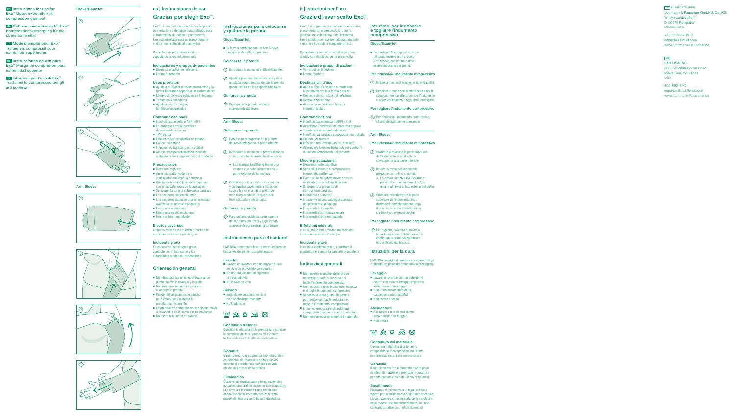**en** Instructions for use for Exo™ Upper extremity knit compression garment

**de** Gebrauchsanweisung für Exo™ Kompressionsversorgung für die obere Extremität

**fr** Mode d'emploi pour Exo™ Traitement compressif pour extrémités supérieures

**es** Instrucciones de uso para Exo™ Manga de compresión para extremidad superior

**it** Istruzioni per l'uso di Exo™ Trattamento compressivo per gli arti superiori

## Glove/Gauntlet

## Arm Sleeve

## es | Instrucciones de uso

# Gracias por elegir Exo™.

Exo™ es una línea de prendas de compresión de venta libre o de tejido personalizado para el tratamiento de edemas y linfedemas. Exo está diseñada para utilizarse durante el día y momentos de alta actividad.

Consulte a un profesional médico capacitado antes del primer uso.

### Indicaciones y grupos de pacientes

- Diversos estadios de linfedema
- Edema/hinchazón

### Usos previstos

- Ayuda a mantener el volumen reducido y la forma brindando soporte a las extremidades
- Manejo de diversos estadios de linfedema
- Tratamiento del edema
- Ayuda a suavizar tejidos fibróticos/endurecidos

### Contraindicaciones

- Insuficiencia arterial o ABPI < 0.8
- Enfermedad arterial periférica de moderada a severa
- TVP aguda
- Falla cardíaca congestiva no tratada
- Cáncer no tratado
- Infección no tratada (p.ej., celulitis)
- Alergia y/o hipersensibilidad conocida a alguno de los componentes del producto

### Precauciones

- Deterioro cognitivo
- Ausencia o alteración de la sensibilidad (neuropatía periférica)
- Cualquier herida abierta debe taparse con un apósito antes de la aplicación
- Se sospecha de una sobrecarga cardíaca
- Los pacientes tienen diabetes
- Los pacientes padecen una enfermedad avanzada de los vasos pequeños
- Existe una arteriopatía
- Existe una insuficiencia renal
- Existe artritis reumatoide

### Efectos adversos

En (muy) raros casos pueden presentarse irritaciones cutáneas y/o alergias.

### Incidente grave

En el caso de un incidente grave, contacte con el fabricante y las autoridades sanitarias responsables.

## Orientación general

- No introduzca las uñas en el material de punto cuando lo coloque y lo quite.
- No lleve joyas mientras se coloca o se quita la prenda.
- Puede utilizar guantes de caucho para colocarse y quitarse la prenda más fácilmente.
- La prendas de compresión se colocan mejor al levantarse de la cama por las mañanas.
- No estire el material en exceso.

## Instrucciones para colocarse y quitarse la prenda

### Glove/Gauntlet

- Si la va a combinar con un Arm Sleeve, coloque el Arm Sleeve primero.

### Colocarse la prenda

1. Introduzca la mano en el Glove/Gauntlet.
2. Ajústela para que quede cómoda y bien ajustada asegurándose de que la prenda quede ceñida en los espacios digitales.

### Quitarse la prenda

Para quitar la prenda, sáquela suavemente del revés.

### Arm Sleeve

### Colocarse la prenda

1. Doble la parte superior de la prenda del revés solapando la parte inferior.
2. Introduzca la mano en la prenda doblada y tire de ella hacia arriba hasta el codo.
   - Las mangas ExoStrong tienen una costura que debe alinearse con la parte exterior de la muñeca.
3. Desdoble parte superior de la prenda y colóquela suavemente a través del codo y tire de ella hasta arriba del todo asegurándose de que quede bien colocada y sin arrugas.

### Quitarse la prenda

Para quitarla, doble la parte superior de la prenda del revés y siga tirando suavemente para extraerla del brazo.

## Instrucciones para el cuidado

L&R USA recomienda lavar y secar las prendas Exo antes del primer uso prolongado.

### Lavado

- Lavado en lavadora con detergente suave en ciclo de planchado permanente
- No use suavizante, blanqueador ni otros aditivos
- No lo lave en seco

### Secado

- Séquelo en secadora en ciclo de planchado permanente
- No lo planche

### Contenido material

Consulte la etiqueta de la prenda para conocer la composición de su prenda en concreto. No fabricado a partir de látex de caucho natural.

### Garantía

Garantizamos que su prenda Exo estará libre de defectos del material y de fabricación durante el período recomendado de vida útil de seis meses de la prenda.

### Eliminación

Observe las regulaciones y leyes nacionales actuales para la eliminación de este dispositivo. Los envases marcados como reciclables deben reciclarse correctamente; el resto puede eliminarse con la basura doméstica.

## it | Istruzioni per l'uso

# Grazie di aver scelto Exo™!

Exo™ è una gamma di indumenti compressivi, preconfezionati o personalizzati, per la gestione dell'edema e del linfedema. Exo è studiato per essere indossato durante il giorno e i periodi di maggiore attività.

Consultare un medico specializzato prima di utilizzare il sistema per la prima volta.

### Indicazioni e gruppi di pazienti

- Vari stadi del linfedema
- Edema/gonfiore

### Destinazioni d'uso

- Aiuta a ridurre il volume e mantenere la circonferenza e la forma degli arti
- Gestione dei vari stadi del linfedema
- Gestione dell'edema
- Aiuta ad ammorbidire il tessuto indurito/fibrotico

### Controindicazioni

- Insufficienza arteriosa o ABPI < 0,8
- Arteriopatia periferica da moderata a grave
- Trombosi venosa profonda acuta
- Insufficienza cardiaca congestizia non trattata
- Cancro non trattato
- Infezione non trattata (ad es., cellulite)
- Allergia e/o ipersensibilità note nei confronti di uno dei componenti del prodotto.

### Misure precauzionali

- Deterioramento cognitivo
- Sensibilità assente o compromessa (neuropatia periferica)
- Eventuali ferite aperte devono essere medicate prima dell'applicazione
- Si sospetta la presenza di sovraccarico cardiaco
- Il paziente è diabetico
- Il paziente ha una patologia avanzata dei piccoli vasi sanguigni
- È presente arteriopatia
- È presente insufficienza renale
- È presente artrite reumatoide

### Effetti indesiderati

In casi (molto) rari possono manifestarsi irritazioni cutanee e/o allergie.

### Incidente grave

In caso di incidente grave, contattare il produttore e le autorità sanitarie competenti.

## Indicazioni generali

- Non inserire le unghie delle dita nel materiale quando si indossa e si toglie l'indumento compressivo.
- Non indossare gioielli quando si indossa e si toglie l'indumento compressivo.
- Si possono usare guanti di gomma per rendere più facile indossare e togliere l'indumento compressivo.
- È più facile indossare gli indumenti compressivi quando ci si alza al mattino.
- Non tendere eccessivamente il materiale.

## Istruzioni per indossare e togliere l'indumento compressivo

### Glove/Gauntlet

- Se l'indumento compressivo viene utilizzato insieme a un articolo Arm Sleeve, quest'ultimo deve essere indossato per primo.

### Per indossare l'indumento compressivo

1. Infilare la mano nell'indumento Glove/Gauntlet.
2. Regolare in modo che si adatti bene e risulti comodo, facendo attenzione che l'indumento si adatti correttamente negli spazi interdigitali.

### Per togliere l'indumento compressivo

Per rimuovere l'indumento compressivo, sfilarlo delicatamente al rovescio.

### Arm Sleeve

### Per indossare l'indumento compressivo

1. Rivoltare al rovescio la parte superiore dell'indumento in modo che si sovrapponga alla parte inferiore.
2. Infilare la mano nell'indumento piegato e tirarlo fino al gomito.
   - I bracciali compressivi ExoStrong presentano una cucitura che deve essere allineata al lato esterno del polso.
3. Srotolare delicatamente la parte superiore dell'indumento fino a distenderlo completamente lungo il braccio, facendo attenzione che sia ben liscio e senza pieghe.

### Per togliere l'indumento compressivo

Per toglierlo, rivoltare al rovescio la parte superiore dell'indumento e continuare a tirare delicatamente fino a sfilarlo dal braccio.

## Istruzioni per la cura

L&R USA consiglia di lavare e asciugare tutti gli elementi Exo prima del primo utilizzo prolungato.

### Lavaggio

- Lavare in lavatrice con un detergente neutro con ciclo di lavaggio impostato sulla funzione finissaggio
- Non utilizzare ammorbidenti, candeggina o altri additivi
- Non lavare a secco

### Asciugatura

- Asciugare con ciclo impostato sulla funzione finissaggio
- Non stirare

### Contenuto del materiale

Consultare l'etichetta tessile per la composizione dello specifico indumento. Non fabbricato con lattice di gomma naturale.

### Garanzia

Il suo elemento Exo è garantito essere privo di difetti di materiale e produzione durante il periodo raccomandato di utilizzo di sei mesi.

### Smaltimento

Rispettare le normative e le leggi nazionali vigenti per lo smaltimento di questo dispositivo. La confezione contrassegnata come riciclabile deve essere riciclata correttamente; in caso contrario smaltire con i rifiuti domestici.

EU IMPORTER (MDR)
Lohmann & Rauscher GmbH & Co. KG
Westerwaldstraße 4
D-56579 Rengsdorf
Deutschland

+49 (0) 2634 99-0
info@de.LRmed.com
www.Lohmann-Rauscher.de

L&R USA INC.
3880 W Wheelhouse Road
Milwaukee, WI 53208
USA

855-892-4140
inquiries@us.LRmed.com
www.Lohmann-Rauscher.us